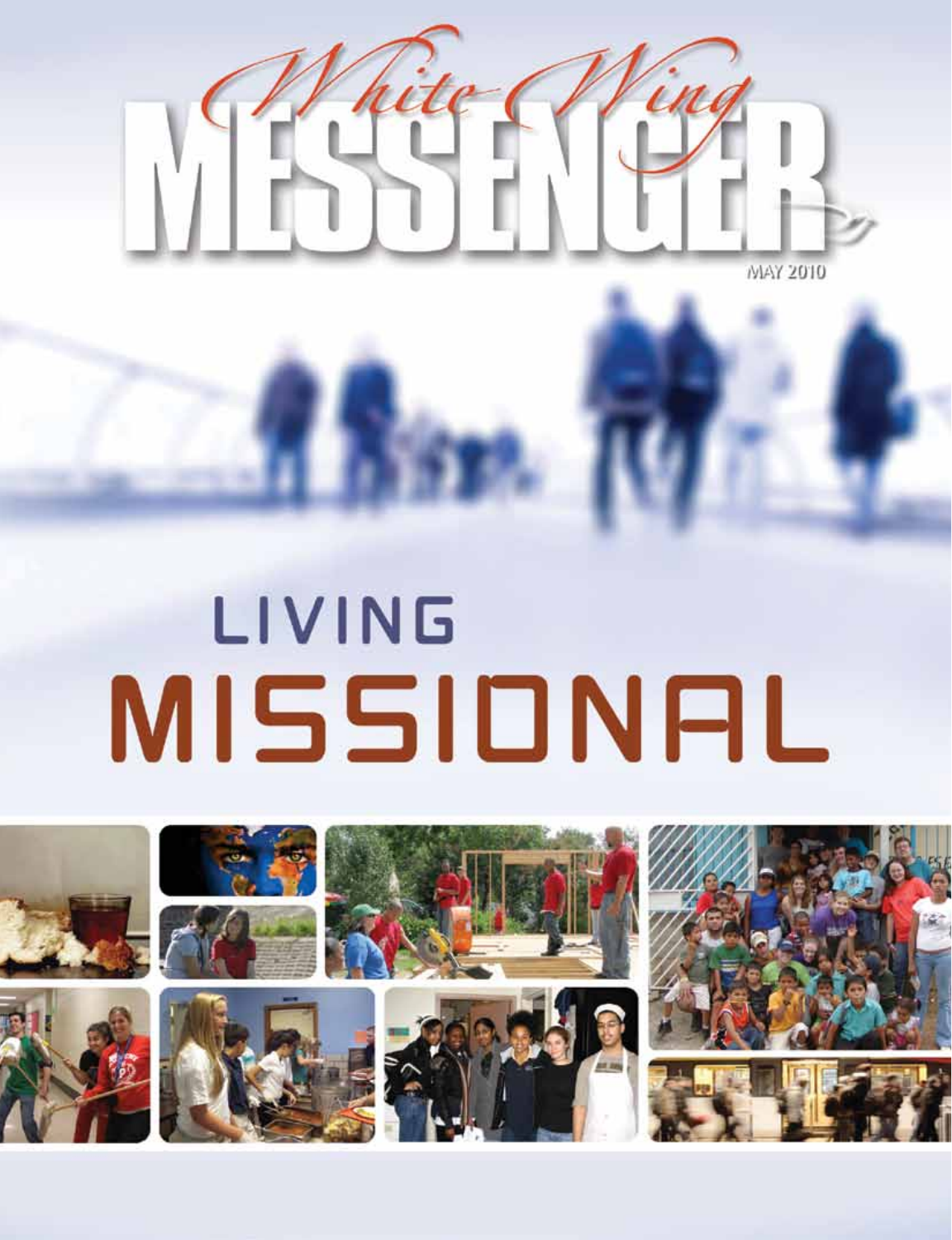# White Wing MESSENGER

MAY 2010

# LIVING MISSIONAL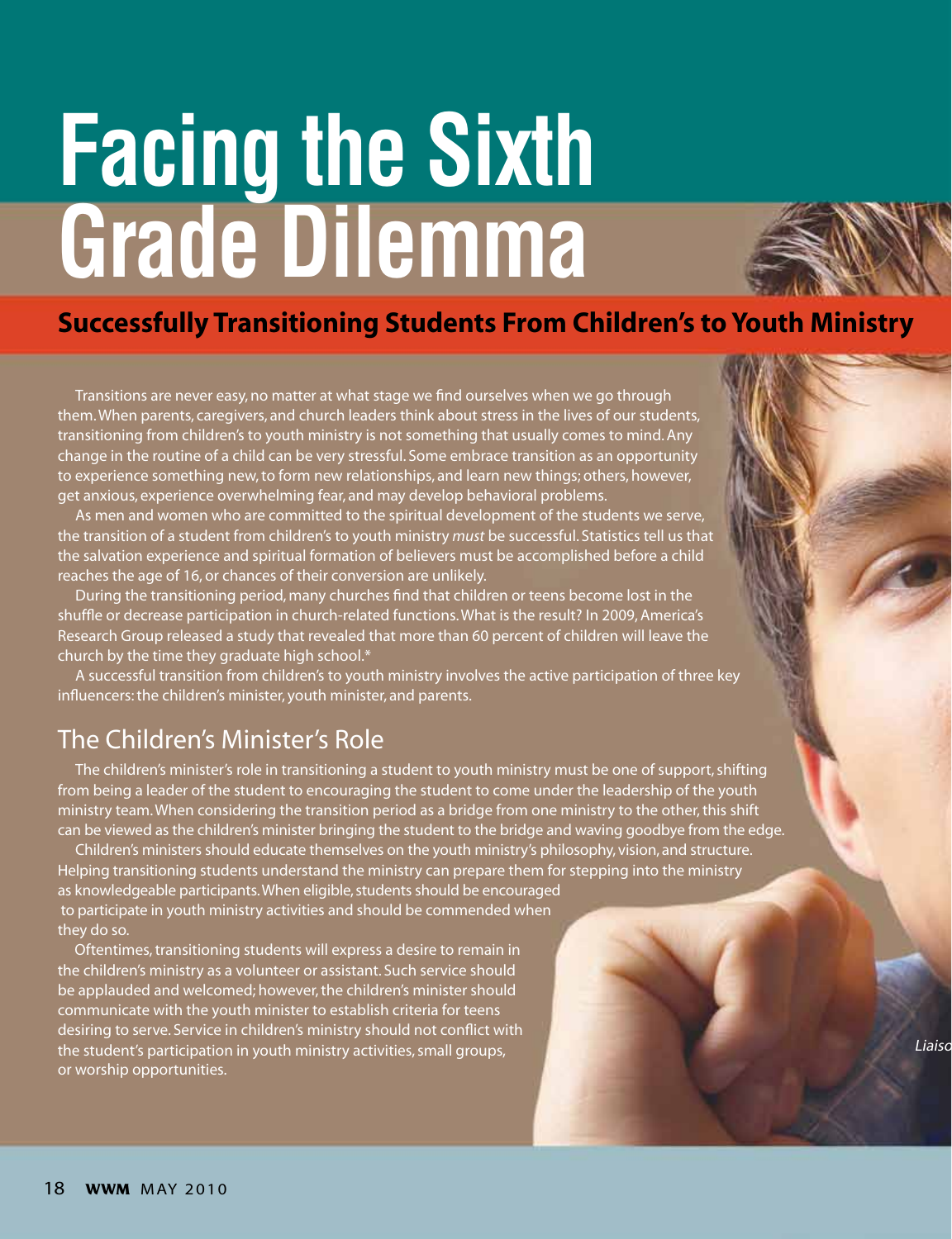# Facing the Sixth Grade Dilemma

## Successfully Transitioning Students From Children's to Youth Ministry

Transitions are never easy, no matter at what stage we find ourselves when we go through them. When parents, caregivers, and church leaders think about stress in the lives of our students, transitioning from children's to youth ministry is not something that usually comes to mind. Any change in the routine of a child can be very stressful. Some embrace transition as an opportunity to experience something new, to form new relationships, and learn new things; others, however, get anxious, experience overwhelming fear, and may develop behavioral problems.

As men and women who are committed to the spiritual development of the students we serve, the transition of a student from children's to youth ministry *must* be successful. Statistics tell us that the salvation experience and spiritual formation of believers must be accomplished before a child reaches the age of 16, or chances of their conversion are unlikely.

During the transitioning period, many churches find that children or teens become lost in the shuffle or decrease participation in church-related functions. What is the result? In 2009, America's Research Group released a study that revealed that more than 60 percent of children will leave the church by the time they graduate high school.*

A successful transition from children's to youth ministry involves the active participation of three key influencers: the children's minister, youth minister, and parents.

## The Children's Minister's Role

The children's minister's role in transitioning a student to youth ministry must be one of support, shifting from being a leader of the student to encouraging the student to come under the leadership of the youth ministry team. When considering the transition period as a bridge from one ministry to the other, this shift can be viewed as the children's minister bringing the student to the bridge and waving goodbye from the edge.

Children's ministers should educate themselves on the youth ministry's philosophy, vision, and structure. Helping transitioning students understand the ministry can prepare them for stepping into the ministry as knowledgeable participants. When eligible, students should be encouraged to participate in youth ministry activities and should be commended when they do so.

Oftentimes, transitioning students will express a desire to remain in the children's ministry as a volunteer or assistant. Such service should be applauded and welcomed; however, the children's minister should communicate with the youth minister to establish criteria for teens desiring to serve. Service in children's ministry should not conflict with the student's participation in youth ministry activities, small groups, or worship opportunities.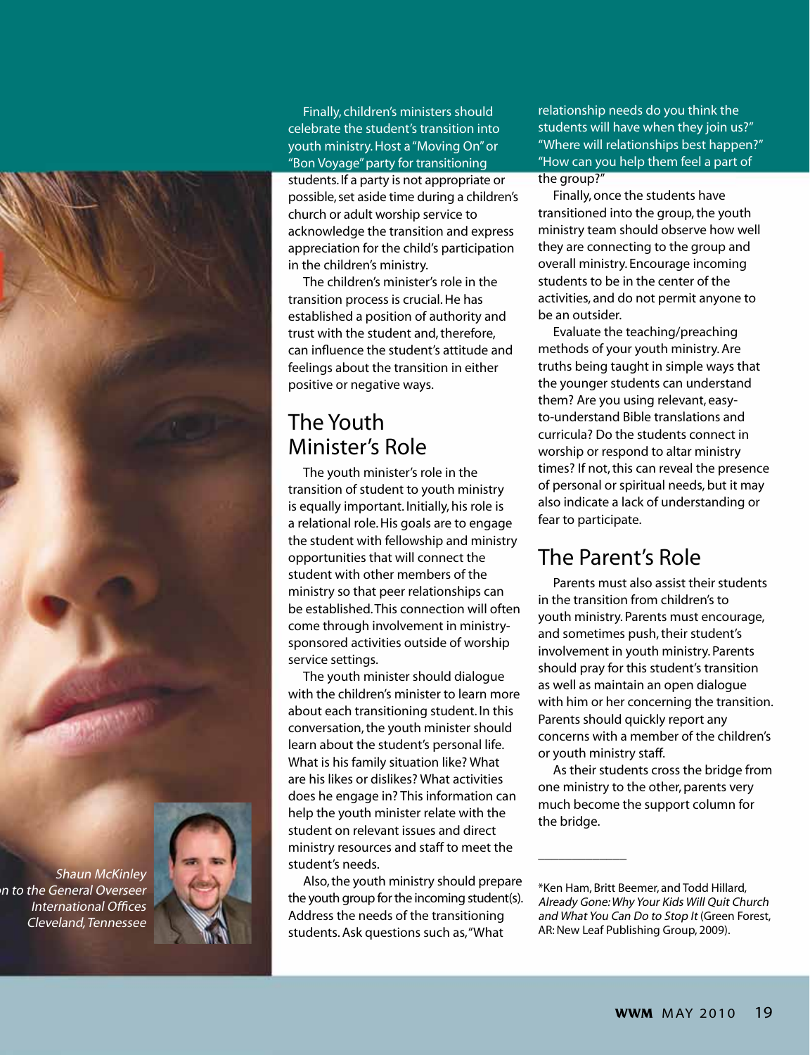Finally, children's ministers should celebrate the student's transition into youth ministry. Host a "Moving On" or "Bon Voyage" party for transitioning students. If a party is not appropriate or possible, set aside time during a children's church or adult worship service to acknowledge the transition and express appreciation for the child's participation in the children's ministry.

The children's minister's role in the transition process is crucial. He has established a position of authority and trust with the student and, therefore, can influence the student's attitude and feelings about the transition in either positive or negative ways.

## The Youth Minister's Role

The youth minister's role in the transition of student to youth ministry is equally important. Initially, his role is a relational role. His goals are to engage the student with fellowship and ministry opportunities that will connect the student with other members of the ministry so that peer relationships can be established. This connection will often come through involvement in ministry-sponsored activities outside of worship service settings.

The youth minister should dialogue with the children's minister to learn more about each transitioning student. In this conversation, the youth minister should learn about the student's personal life. What is his family situation like? What are his likes or dislikes? What activities does he engage in? This information can help the youth minister relate with the student on relevant issues and direct ministry resources and staff to meet the student's needs.

Also, the youth ministry should prepare the youth group for the incoming student(s). Address the needs of the transitioning students. Ask questions such as, "What relationship needs do you think the students will have when they join us?" "Where will relationships best happen?" "How can you help them feel a part of the group?"

Finally, once the students have transitioned into the group, the youth ministry team should observe how well they are connecting to the group and overall ministry. Encourage incoming students to be in the center of the activities, and do not permit anyone to be an outsider.

Evaluate the teaching/preaching methods of your youth ministry. Are truths being taught in simple ways that the younger students can understand them? Are you using relevant, easy-to-understand Bible translations and curricula? Do the students connect in worship or respond to altar ministry times? If not, this can reveal the presence of personal or spiritual needs, but it may also indicate a lack of understanding or fear to participate.

## The Parent's Role

Parents must also assist their students in the transition from children's to youth ministry. Parents must encourage, and sometimes push, their student's involvement in youth ministry. Parents should pray for this student's transition as well as maintain an open dialogue with him or her concerning the transition. Parents should quickly report any concerns with a member of the children's or youth ministry staff.

As their students cross the bridge from one ministry to the other, parents very much become the support column for the bridge.

*Shaun McKinley*
*...n to the General Overseer*
*International Offices*
*Cleveland, Tennessee*

---

*Ken Ham, Britt Beemer, and Todd Hillard, *Already Gone: Why Your Kids Will Quit Church and What You Can Do to Stop It* (Green Forest, AR: New Leaf Publishing Group, 2009).